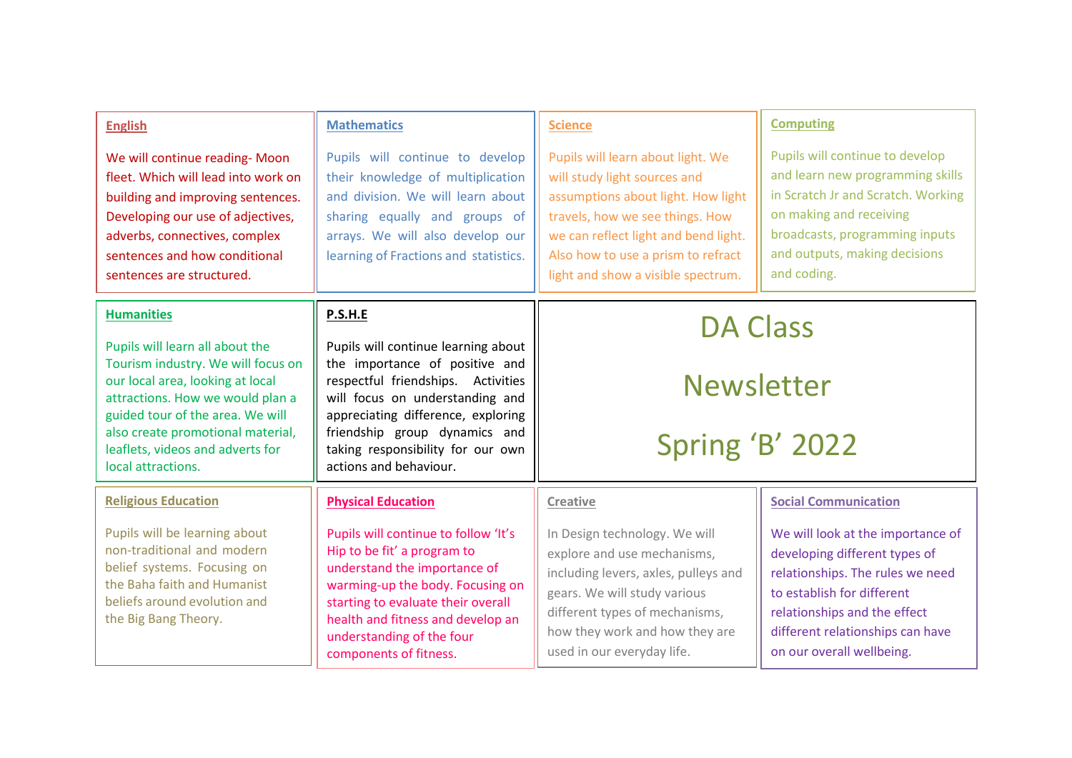# DA Class Newsletter

## Spring 'B' 2022

### English

We will continue reading- Moon fleet. Which will lead into work on building and improving sentences. Developing our use of adjectives, adverbs, connectives, complex sentences and how conditional sentences are structured.

### Mathematics

Pupils will continue to develop their knowledge of multiplication and division. We will learn about sharing equally and groups of arrays. We will also develop our learning of Fractions and statistics.

### Science

Pupils will learn about light. We will study light sources and assumptions about light. How light travels, how we see things. How we can reflect light and bend light. Also how to use a prism to refract light and show a visible spectrum.

### Computing

Pupils will continue to develop and learn new programming skills in Scratch Jr and Scratch. Working on making and receiving broadcasts, programming inputs and outputs, making decisions and coding.

### Humanities

Pupils will learn all about the Tourism industry. We will focus on our local area, looking at local attractions. How we would plan a guided tour of the area. We will also create promotional material, leaflets, videos and adverts for local attractions.

### P.S.H.E

Pupils will continue learning about the importance of positive and respectful friendships. Activities will focus on understanding and appreciating difference, exploring friendship group dynamics and taking responsibility for our own actions and behaviour.

### Religious Education

Pupils will be learning about non-traditional and modern belief systems. Focusing on the Baha faith and Humanist beliefs around evolution and the Big Bang Theory.

### Physical Education

Pupils will continue to follow 'It's Hip to be fit' a program to understand the importance of warming-up the body. Focusing on starting to evaluate their overall health and fitness and develop an understanding of the four components of fitness.

### Creative

In Design technology. We will explore and use mechanisms, including levers, axles, pulleys and gears. We will study various different types of mechanisms, how they work and how they are used in our everyday life.

### Social Communication

We will look at the importance of developing different types of relationships. The rules we need to establish for different relationships and the effect different relationships can have on our overall wellbeing.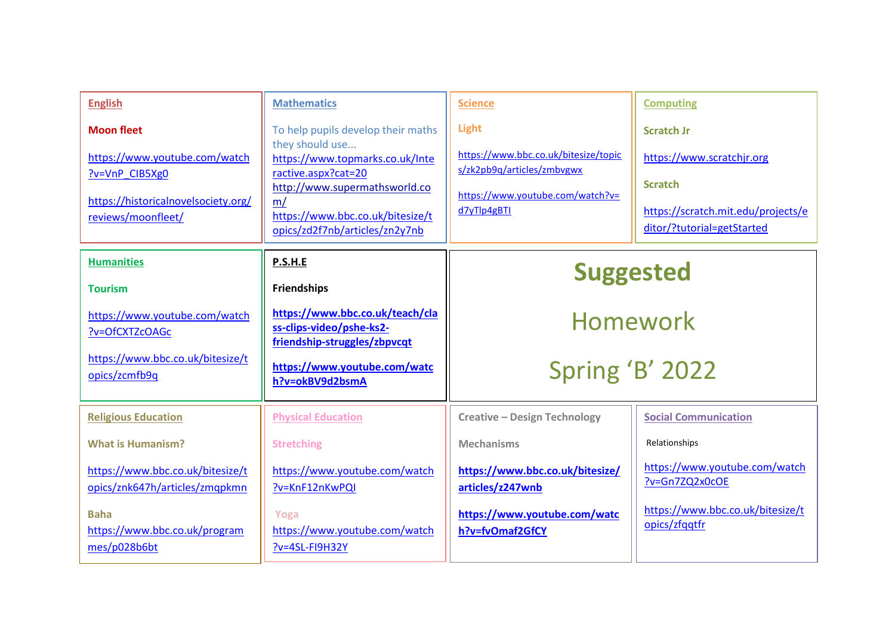# Suggested Homework Spring 'B' 2022

## English

**Moon fleet**

https://www.youtube.com/watch?v=VnP_CIB5Xg0

https://historicalnovelsociety.org/reviews/moonfleet/

## Mathematics

To help pupils develop their maths they should use...
https://www.topmarks.co.uk/Interactive.aspx?cat=20
http://www.supermathsworld.com/
https://www.bbc.co.uk/bitesize/topics/zd2f7nb/articles/zn2y7nb

## Science

**Light**

https://www.bbc.co.uk/bitesize/topics/zk2pb9q/articles/zmbvgwx

https://www.youtube.com/watch?v=d7yTlp4gBTI

## Computing

**Scratch Jr**

https://www.scratchjr.org

**Scratch**

https://scratch.mit.edu/projects/editor/?tutorial=getStarted

## Humanities

**Tourism**

https://www.youtube.com/watch?v=OfCXTZcOAGc

https://www.bbc.co.uk/bitesize/topics/zcmfb9q

## P.S.H.E

**Friendships**

**https://www.bbc.co.uk/teach/class-clips-video/pshe-ks2-friendship-struggles/zbpvcqt**

**https://www.youtube.com/watch?v=okBV9d2bsmA**

## Religious Education

**What is Humanism?**

https://www.bbc.co.uk/bitesize/topics/znk647h/articles/zmqpkmn

**Baha**
https://www.bbc.co.uk/programmes/p028b6bt

## Physical Education

**Stretching**

https://www.youtube.com/watch?v=KnF12nKwPQI

**Yoga**
https://www.youtube.com/watch?v=4SL-FI9H32Y

## Creative – Design Technology

**Mechanisms**

**https://www.bbc.co.uk/bitesize/articles/z247wnb**

**https://www.youtube.com/watch?v=fvOmaf2GfCY**

## Social Communication

Relationships

https://www.youtube.com/watch?v=Gn7ZQ2x0cOE

https://www.bbc.co.uk/bitesize/topics/zfqqtfr